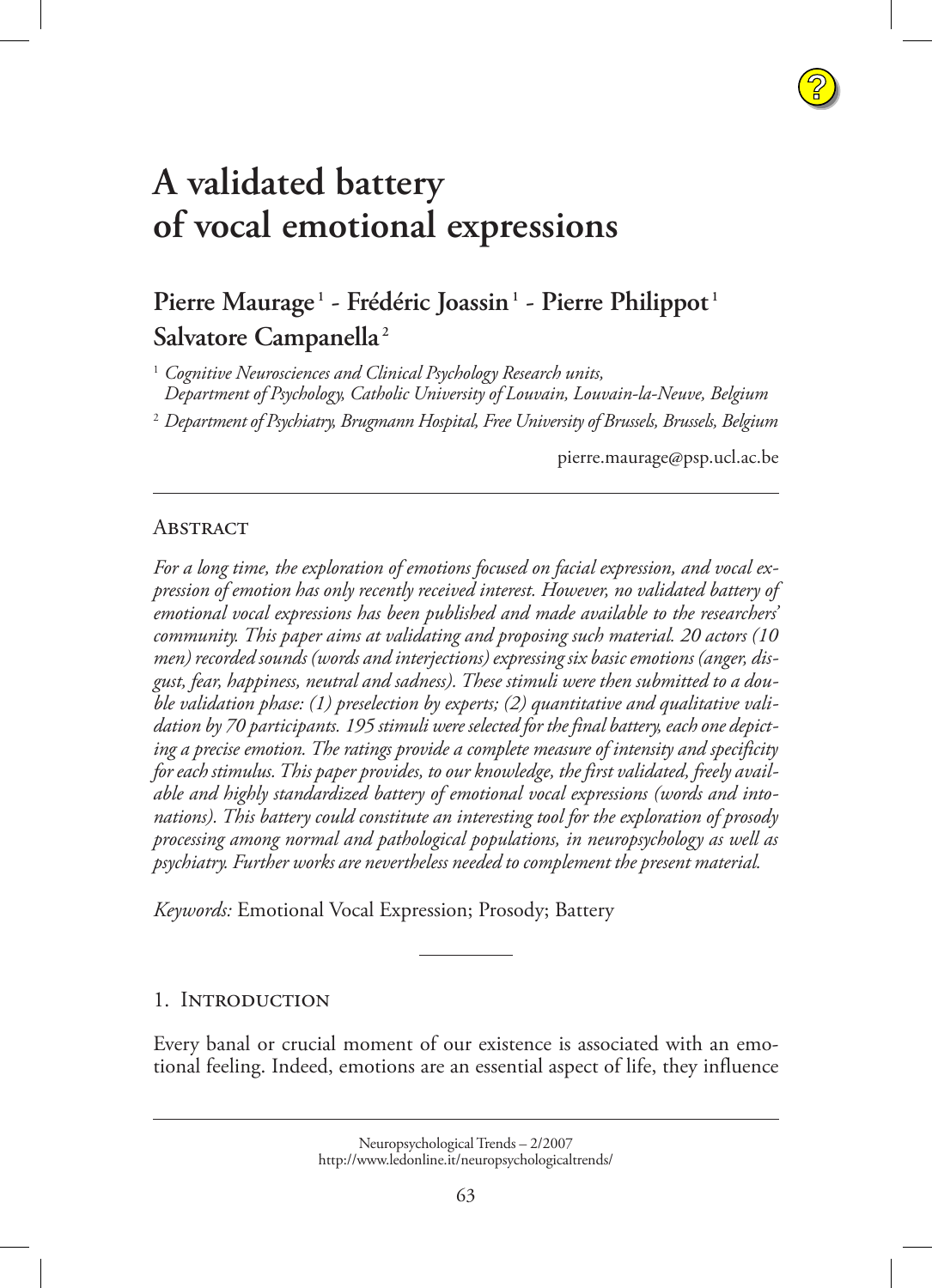# A validated battery of vocal emotional expressions

**Pierre Maurage [1] - Frédéric Joassin [1] - Pierre Philippot [1]**
**Salvatore Campanella [2]**

[1] *Cognitive Neurosciences and Clinical Psychology Research units, Department of Psychology, Catholic University of Louvain, Louvain-la-Neuve, Belgium*

[2] *Department of Psychiatry, Brugmann Hospital, Free University of Brussels, Brussels, Belgium*

pierre.maurage@psp.ucl.ac.be

## Abstract

*For a long time, the exploration of emotions focused on facial expression, and vocal expression of emotion has only recently received interest. However, no validated battery of emotional vocal expressions has been published and made available to the researchers' community. This paper aims at validating and proposing such material. 20 actors (10 men) recorded sounds (words and interjections) expressing six basic emotions (anger, disgust, fear, happiness, neutral and sadness). These stimuli were then submitted to a double validation phase: (1) preselection by experts; (2) quantitative and qualitative validation by 70 participants. 195 stimuli were selected for the final battery, each one depicting a precise emotion. The ratings provide a complete measure of intensity and specificity for each stimulus. This paper provides, to our knowledge, the first validated, freely available and highly standardized battery of emotional vocal expressions (words and intonations). This battery could constitute an interesting tool for the exploration of prosody processing among normal and pathological populations, in neuropsychology as well as psychiatry. Further works are nevertheless needed to complement the present material.*

*Keywords:* Emotional Vocal Expression; Prosody; Battery

## 1. Introduction

Every banal or crucial moment of our existence is associated with an emotional feeling. Indeed, emotions are an essential aspect of life, they influence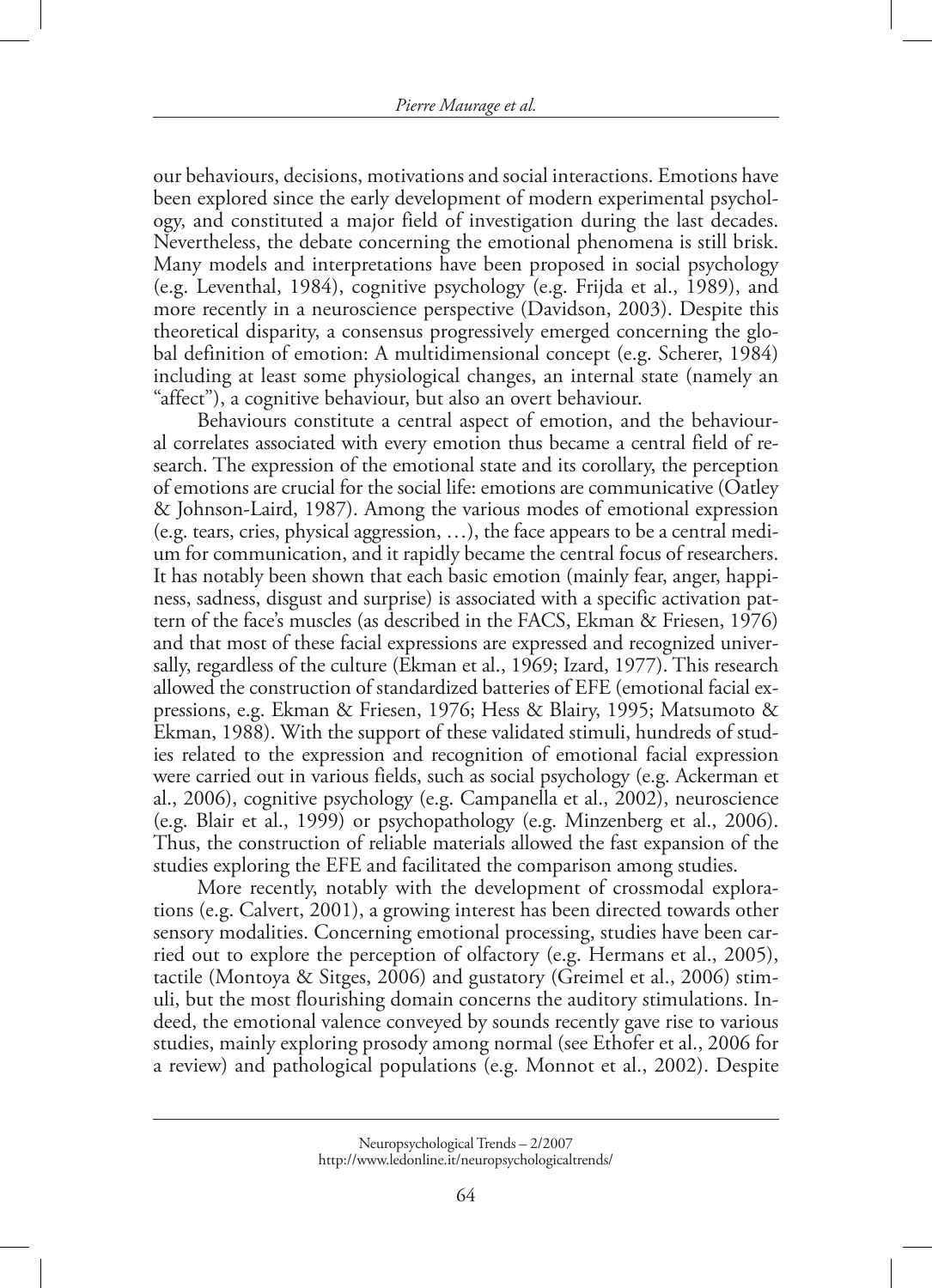our behaviours, decisions, motivations and social interactions. Emotions have been explored since the early development of modern experimental psychology, and constituted a major field of investigation during the last decades. Nevertheless, the debate concerning the emotional phenomena is still brisk. Many models and interpretations have been proposed in social psychology (e.g. Leventhal, 1984), cognitive psychology (e.g. Frijda et al., 1989), and more recently in a neuroscience perspective (Davidson, 2003). Despite this theoretical disparity, a consensus progressively emerged concerning the global definition of emotion: A multidimensional concept (e.g. Scherer, 1984) including at least some physiological changes, an internal state (namely an "affect"), a cognitive behaviour, but also an overt behaviour.

Behaviours constitute a central aspect of emotion, and the behavioural correlates associated with every emotion thus became a central field of research. The expression of the emotional state and its corollary, the perception of emotions are crucial for the social life: emotions are communicative (Oatley & Johnson-Laird, 1987). Among the various modes of emotional expression (e.g. tears, cries, physical aggression, …), the face appears to be a central medium for communication, and it rapidly became the central focus of researchers. It has notably been shown that each basic emotion (mainly fear, anger, happiness, sadness, disgust and surprise) is associated with a specific activation pattern of the face's muscles (as described in the FACS, Ekman & Friesen, 1976) and that most of these facial expressions are expressed and recognized universally, regardless of the culture (Ekman et al., 1969; Izard, 1977). This research allowed the construction of standardized batteries of EFE (emotional facial expressions, e.g. Ekman & Friesen, 1976; Hess & Blairy, 1995; Matsumoto & Ekman, 1988). With the support of these validated stimuli, hundreds of studies related to the expression and recognition of emotional facial expression were carried out in various fields, such as social psychology (e.g. Ackerman et al., 2006), cognitive psychology (e.g. Campanella et al., 2002), neuroscience (e.g. Blair et al., 1999) or psychopathology (e.g. Minzenberg et al., 2006). Thus, the construction of reliable materials allowed the fast expansion of the studies exploring the EFE and facilitated the comparison among studies.

More recently, notably with the development of crossmodal explorations (e.g. Calvert, 2001), a growing interest has been directed towards other sensory modalities. Concerning emotional processing, studies have been carried out to explore the perception of olfactory (e.g. Hermans et al., 2005), tactile (Montoya & Sitges, 2006) and gustatory (Greimel et al., 2006) stimuli, but the most flourishing domain concerns the auditory stimulations. Indeed, the emotional valence conveyed by sounds recently gave rise to various studies, mainly exploring prosody among normal (see Ethofer et al., 2006 for a review) and pathological populations (e.g. Monnot et al., 2002). Despite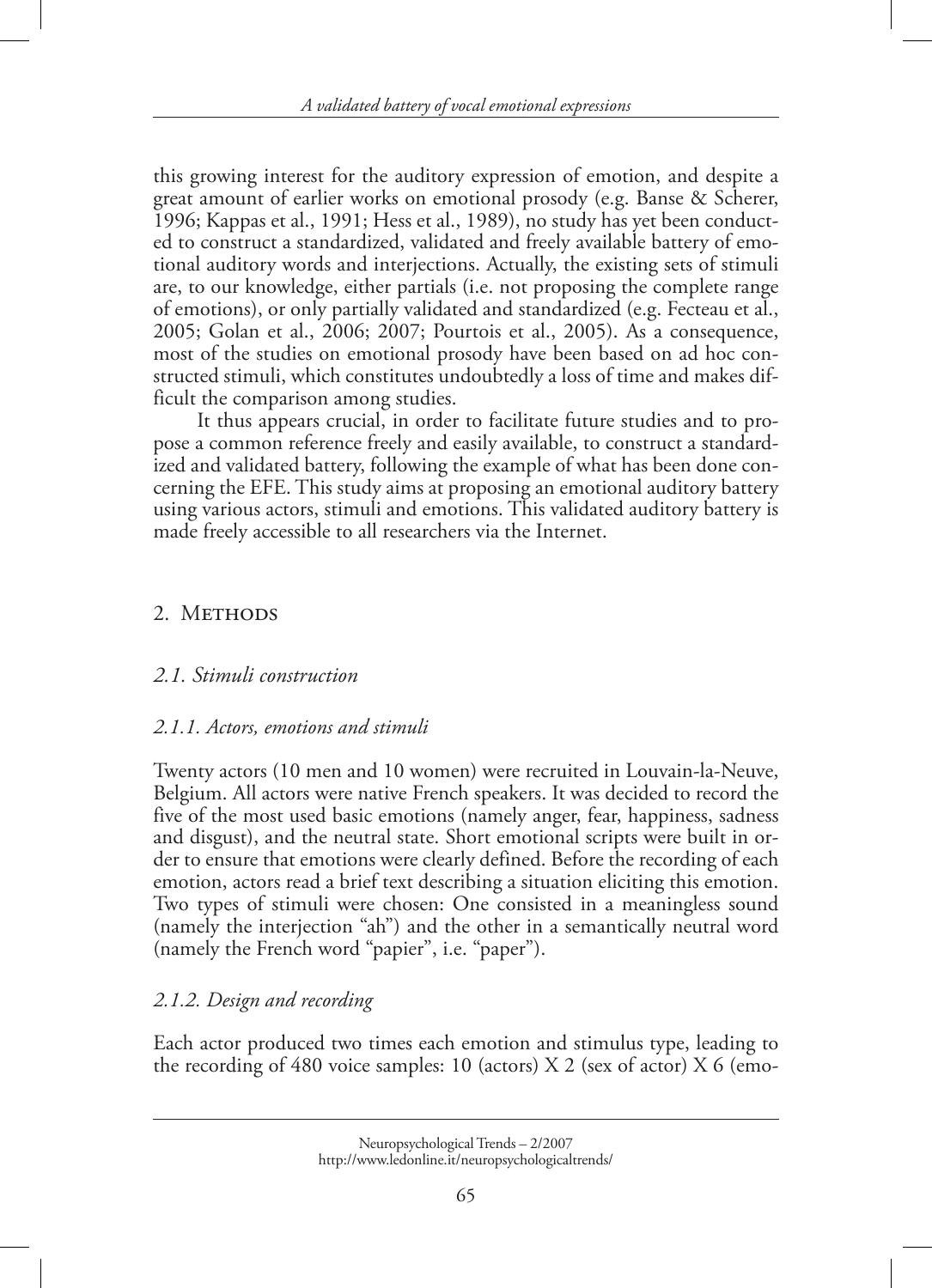this growing interest for the auditory expression of emotion, and despite a great amount of earlier works on emotional prosody (e.g. Banse & Scherer, 1996; Kappas et al., 1991; Hess et al., 1989), no study has yet been conducted to construct a standardized, validated and freely available battery of emotional auditory words and interjections. Actually, the existing sets of stimuli are, to our knowledge, either partials (i.e. not proposing the complete range of emotions), or only partially validated and standardized (e.g. Fecteau et al., 2005; Golan et al., 2006; 2007; Pourtois et al., 2005). As a consequence, most of the studies on emotional prosody have been based on ad hoc constructed stimuli, which constitutes undoubtedly a loss of time and makes difficult the comparison among studies.

It thus appears crucial, in order to facilitate future studies and to propose a common reference freely and easily available, to construct a standardized and validated battery, following the example of what has been done concerning the EFE. This study aims at proposing an emotional auditory battery using various actors, stimuli and emotions. This validated auditory battery is made freely accessible to all researchers via the Internet.

## 2. Methods

### *2.1. Stimuli construction*

#### *2.1.1. Actors, emotions and stimuli*

Twenty actors (10 men and 10 women) were recruited in Louvain-la-Neuve, Belgium. All actors were native French speakers. It was decided to record the five of the most used basic emotions (namely anger, fear, happiness, sadness and disgust), and the neutral state. Short emotional scripts were built in order to ensure that emotions were clearly defined. Before the recording of each emotion, actors read a brief text describing a situation eliciting this emotion. Two types of stimuli were chosen: One consisted in a meaningless sound (namely the interjection "ah") and the other in a semantically neutral word (namely the French word "papier", i.e. "paper").

#### *2.1.2. Design and recording*

Each actor produced two times each emotion and stimulus type, leading to the recording of 480 voice samples: 10 (actors) X 2 (sex of actor) X 6 (emo-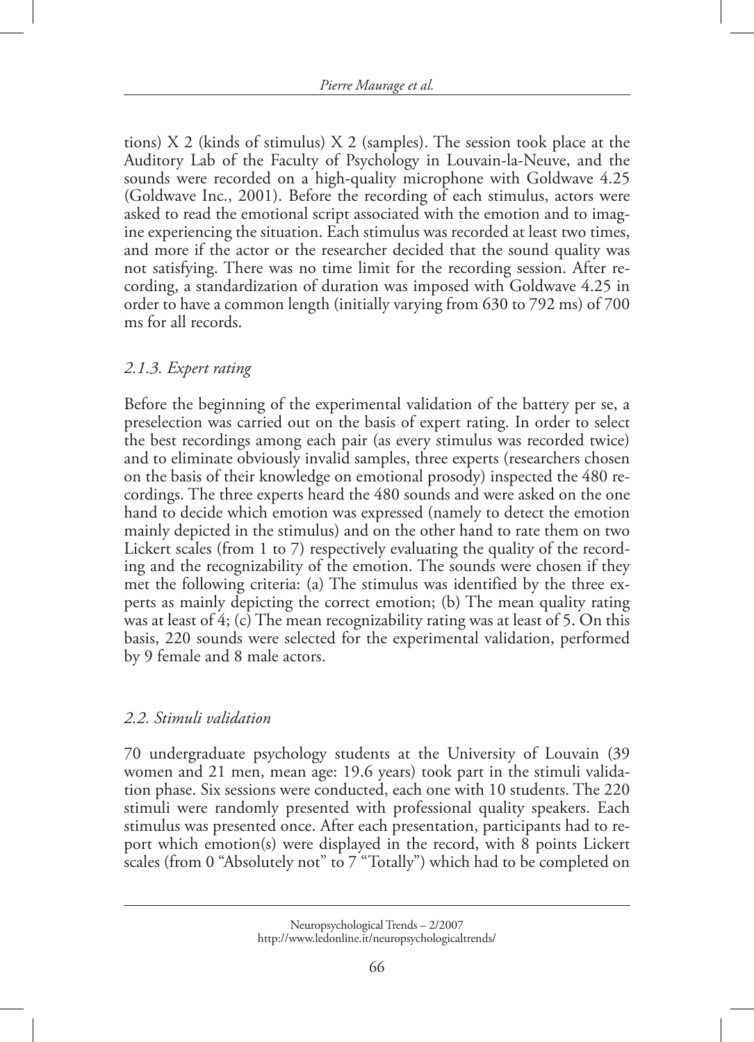tions) X 2 (kinds of stimulus) X 2 (samples). The session took place at the Auditory Lab of the Faculty of Psychology in Louvain-la-Neuve, and the sounds were recorded on a high-quality microphone with Goldwave 4.25 (Goldwave Inc., 2001). Before the recording of each stimulus, actors were asked to read the emotional script associated with the emotion and to imagine experiencing the situation. Each stimulus was recorded at least two times, and more if the actor or the researcher decided that the sound quality was not satisfying. There was no time limit for the recording session. After recording, a standardization of duration was imposed with Goldwave 4.25 in order to have a common length (initially varying from 630 to 792 ms) of 700 ms for all records.

### *2.1.3. Expert rating*

Before the beginning of the experimental validation of the battery per se, a preselection was carried out on the basis of expert rating. In order to select the best recordings among each pair (as every stimulus was recorded twice) and to eliminate obviously invalid samples, three experts (researchers chosen on the basis of their knowledge on emotional prosody) inspected the 480 recordings. The three experts heard the 480 sounds and were asked on the one hand to decide which emotion was expressed (namely to detect the emotion mainly depicted in the stimulus) and on the other hand to rate them on two Lickert scales (from 1 to 7) respectively evaluating the quality of the recording and the recognizability of the emotion. The sounds were chosen if they met the following criteria: (a) The stimulus was identified by the three experts as mainly depicting the correct emotion; (b) The mean quality rating was at least of 4; (c) The mean recognizability rating was at least of 5. On this basis, 220 sounds were selected for the experimental validation, performed by 9 female and 8 male actors.

## *2.2. Stimuli validation*

70 undergraduate psychology students at the University of Louvain (39 women and 21 men, mean age: 19.6 years) took part in the stimuli validation phase. Six sessions were conducted, each one with 10 students. The 220 stimuli were randomly presented with professional quality speakers. Each stimulus was presented once. After each presentation, participants had to report which emotion(s) were displayed in the record, with 8 points Lickert scales (from 0 "Absolutely not" to 7 "Totally") which had to be completed on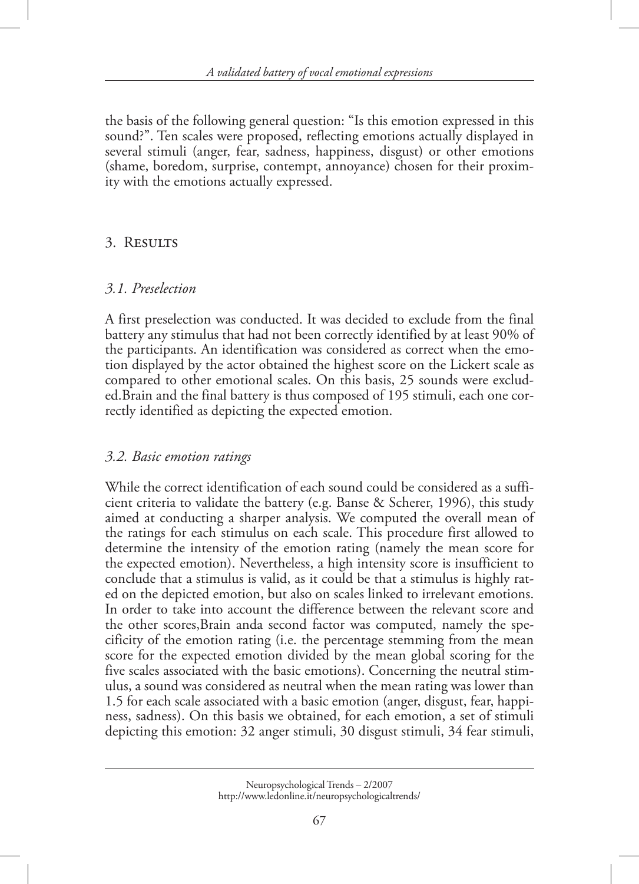the basis of the following general question: "Is this emotion expressed in this sound?". Ten scales were proposed, reflecting emotions actually displayed in several stimuli (anger, fear, sadness, happiness, disgust) or other emotions (shame, boredom, surprise, contempt, annoyance) chosen for their proximity with the emotions actually expressed.

## 3. Results

### 3.1. Preselection

A first preselection was conducted. It was decided to exclude from the final battery any stimulus that had not been correctly identified by at least 90% of the participants. An identification was considered as correct when the emotion displayed by the actor obtained the highest score on the Lickert scale as compared to other emotional scales. On this basis, 25 sounds were excluded.Brain and the final battery is thus composed of 195 stimuli, each one correctly identified as depicting the expected emotion.

### 3.2. Basic emotion ratings

While the correct identification of each sound could be considered as a sufficient criteria to validate the battery (e.g. Banse & Scherer, 1996), this study aimed at conducting a sharper analysis. We computed the overall mean of the ratings for each stimulus on each scale. This procedure first allowed to determine the intensity of the emotion rating (namely the mean score for the expected emotion). Nevertheless, a high intensity score is insufficient to conclude that a stimulus is valid, as it could be that a stimulus is highly rated on the depicted emotion, but also on scales linked to irrelevant emotions. In order to take into account the difference between the relevant score and the other scores,Brain anda second factor was computed, namely the specificity of the emotion rating (i.e. the percentage stemming from the mean score for the expected emotion divided by the mean global scoring for the five scales associated with the basic emotions). Concerning the neutral stimulus, a sound was considered as neutral when the mean rating was lower than 1.5 for each scale associated with a basic emotion (anger, disgust, fear, happiness, sadness). On this basis we obtained, for each emotion, a set of stimuli depicting this emotion: 32 anger stimuli, 30 disgust stimuli, 34 fear stimuli,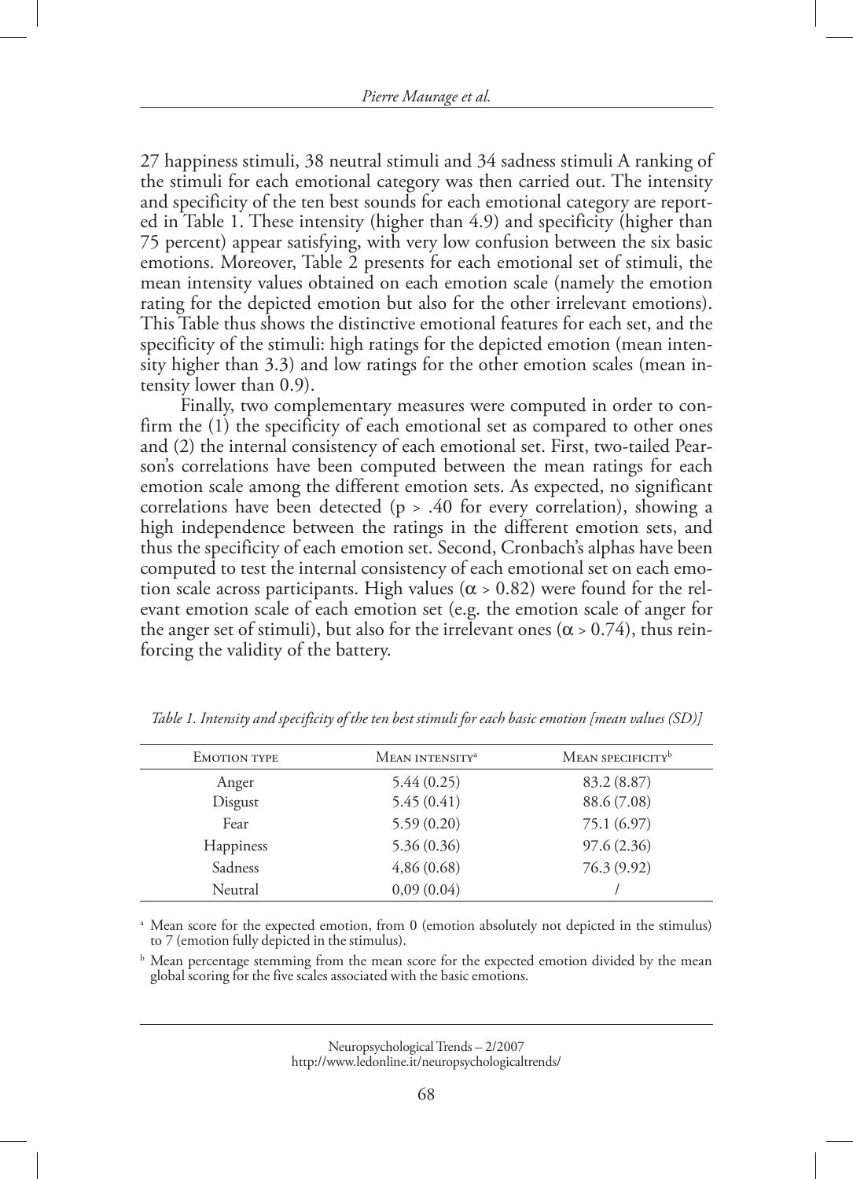27 happiness stimuli, 38 neutral stimuli and 34 sadness stimuli A ranking of the stimuli for each emotional category was then carried out. The intensity and specificity of the ten best sounds for each emotional category are reported in Table 1. These intensity (higher than 4.9) and specificity (higher than 75 percent) appear satisfying, with very low confusion between the six basic emotions. Moreover, Table 2 presents for each emotional set of stimuli, the mean intensity values obtained on each emotion scale (namely the emotion rating for the depicted emotion but also for the other irrelevant emotions). This Table thus shows the distinctive emotional features for each set, and the specificity of the stimuli: high ratings for the depicted emotion (mean intensity higher than 3.3) and low ratings for the other emotion scales (mean intensity lower than 0.9).

Finally, two complementary measures were computed in order to confirm the (1) the specificity of each emotional set as compared to other ones and (2) the internal consistency of each emotional set. First, two-tailed Pearson's correlations have been computed between the mean ratings for each emotion scale among the different emotion sets. As expected, no significant correlations have been detected ($p > .40$ for every correlation), showing a high independence between the ratings in the different emotion sets, and thus the specificity of each emotion set. Second, Cronbach's alphas have been computed to test the internal consistency of each emotional set on each emotion scale across participants. High values ($\alpha > 0.82$) were found for the relevant emotion scale of each emotion set (e.g. the emotion scale of anger for the anger set of stimuli), but also for the irrelevant ones ($\alpha > 0.74$), thus reinforcing the validity of the battery.

*Table 1. Intensity and specificity of the ten best stimuli for each basic emotion [mean values (SD)]*

| Emotion type | Mean intensity[a] | Mean specificity[b] |
|---|---|---|
| Anger | 5.44 (0.25) | 83.2 (8.87) |
| Disgust | 5.45 (0.41) | 88.6 (7.08) |
| Fear | 5.59 (0.20) | 75.1 (6.97) |
| Happiness | 5.36 (0.36) | 97.6 (2.36) |
| Sadness | 4,86 (0.68) | 76.3 (9.92) |
| Neutral | 0,09 (0.04) | / |

[a] Mean score for the expected emotion, from 0 (emotion absolutely not depicted in the stimulus) to 7 (emotion fully depicted in the stimulus).

[b] Mean percentage stemming from the mean score for the expected emotion divided by the mean global scoring for the five scales associated with the basic emotions.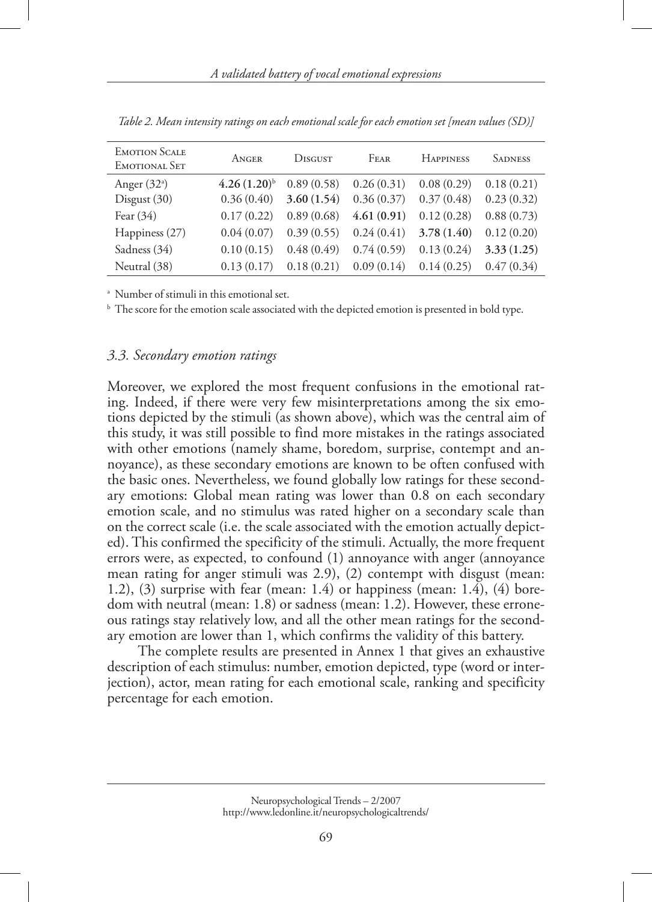*Table 2. Mean intensity ratings on each emotional scale for each emotion set [mean values (SD)]*

| Emotion Scale / Emotional Set | Anger | Disgust | Fear | Happiness | Sadness |
|---|---|---|---|---|---|
| Anger (32[a]) | **4.26 (1.20)**[b] | 0.89 (0.58) | 0.26 (0.31) | 0.08 (0.29) | 0.18 (0.21) |
| Disgust (30) | 0.36 (0.40) | **3.60 (1.54)** | 0.36 (0.37) | 0.37 (0.48) | 0.23 (0.32) |
| Fear (34) | 0.17 (0.22) | 0.89 (0.68) | **4.61 (0.91)** | 0.12 (0.28) | 0.88 (0.73) |
| Happiness (27) | 0.04 (0.07) | 0.39 (0.55) | 0.24 (0.41) | **3.78 (1.40)** | 0.12 (0.20) |
| Sadness (34) | 0.10 (0.15) | 0.48 (0.49) | 0.74 (0.59) | 0.13 (0.24) | **3.33 (1.25)** |
| Neutral (38) | 0.13 (0.17) | 0.18 (0.21) | 0.09 (0.14) | 0.14 (0.25) | 0.47 (0.34) |

[a] Number of stimuli in this emotional set.

[b] The score for the emotion scale associated with the depicted emotion is presented in bold type.

### *3.3. Secondary emotion ratings*

Moreover, we explored the most frequent confusions in the emotional rating. Indeed, if there were very few misinterpretations among the six emotions depicted by the stimuli (as shown above), which was the central aim of this study, it was still possible to find more mistakes in the ratings associated with other emotions (namely shame, boredom, surprise, contempt and annoyance), as these secondary emotions are known to be often confused with the basic ones. Nevertheless, we found globally low ratings for these secondary emotions: Global mean rating was lower than 0.8 on each secondary emotion scale, and no stimulus was rated higher on a secondary scale than on the correct scale (i.e. the scale associated with the emotion actually depicted). This confirmed the specificity of the stimuli. Actually, the more frequent errors were, as expected, to confound (1) annoyance with anger (annoyance mean rating for anger stimuli was 2.9), (2) contempt with disgust (mean: 1.2), (3) surprise with fear (mean: 1.4) or happiness (mean: 1.4), (4) boredom with neutral (mean: 1.8) or sadness (mean: 1.2). However, these erroneous ratings stay relatively low, and all the other mean ratings for the secondary emotion are lower than 1, which confirms the validity of this battery.

The complete results are presented in Annex 1 that gives an exhaustive description of each stimulus: number, emotion depicted, type (word or interjection), actor, mean rating for each emotional scale, ranking and specificity percentage for each emotion.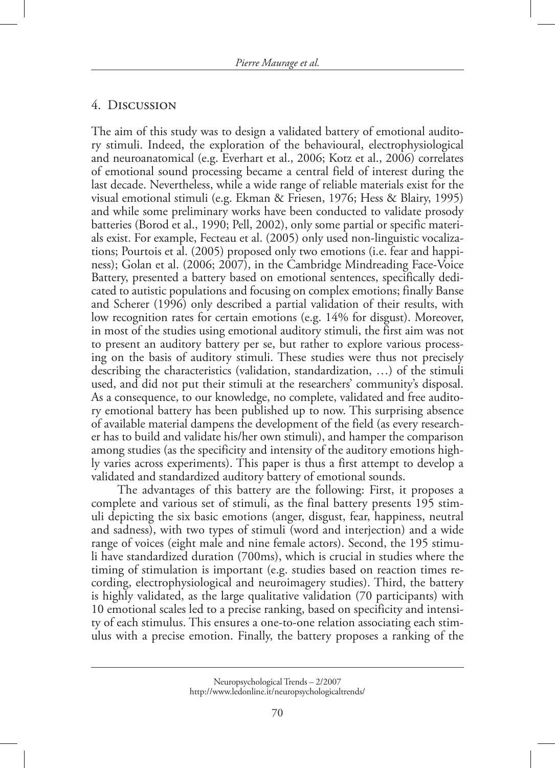## 4. Discussion

The aim of this study was to design a validated battery of emotional auditory stimuli. Indeed, the exploration of the behavioural, electrophysiological and neuroanatomical (e.g. Everhart et al., 2006; Kotz et al., 2006) correlates of emotional sound processing became a central field of interest during the last decade. Nevertheless, while a wide range of reliable materials exist for the visual emotional stimuli (e.g. Ekman & Friesen, 1976; Hess & Blairy, 1995) and while some preliminary works have been conducted to validate prosody batteries (Borod et al., 1990; Pell, 2002), only some partial or specific materials exist. For example, Fecteau et al. (2005) only used non-linguistic vocalizations; Pourtois et al. (2005) proposed only two emotions (i.e. fear and happiness); Golan et al. (2006; 2007), in the Cambridge Mindreading Face-Voice Battery, presented a battery based on emotional sentences, specifically dedicated to autistic populations and focusing on complex emotions; finally Banse and Scherer (1996) only described a partial validation of their results, with low recognition rates for certain emotions (e.g. 14% for disgust). Moreover, in most of the studies using emotional auditory stimuli, the first aim was not to present an auditory battery per se, but rather to explore various processing on the basis of auditory stimuli. These studies were thus not precisely describing the characteristics (validation, standardization, …) of the stimuli used, and did not put their stimuli at the researchers' community's disposal. As a consequence, to our knowledge, no complete, validated and free auditory emotional battery has been published up to now. This surprising absence of available material dampens the development of the field (as every researcher has to build and validate his/her own stimuli), and hamper the comparison among studies (as the specificity and intensity of the auditory emotions highly varies across experiments). This paper is thus a first attempt to develop a validated and standardized auditory battery of emotional sounds.

The advantages of this battery are the following: First, it proposes a complete and various set of stimuli, as the final battery presents 195 stimuli depicting the six basic emotions (anger, disgust, fear, happiness, neutral and sadness), with two types of stimuli (word and interjection) and a wide range of voices (eight male and nine female actors). Second, the 195 stimuli have standardized duration (700ms), which is crucial in studies where the timing of stimulation is important (e.g. studies based on reaction times recording, electrophysiological and neuroimagery studies). Third, the battery is highly validated, as the large qualitative validation (70 participants) with 10 emotional scales led to a precise ranking, based on specificity and intensity of each stimulus. This ensures a one-to-one relation associating each stimulus with a precise emotion. Finally, the battery proposes a ranking of the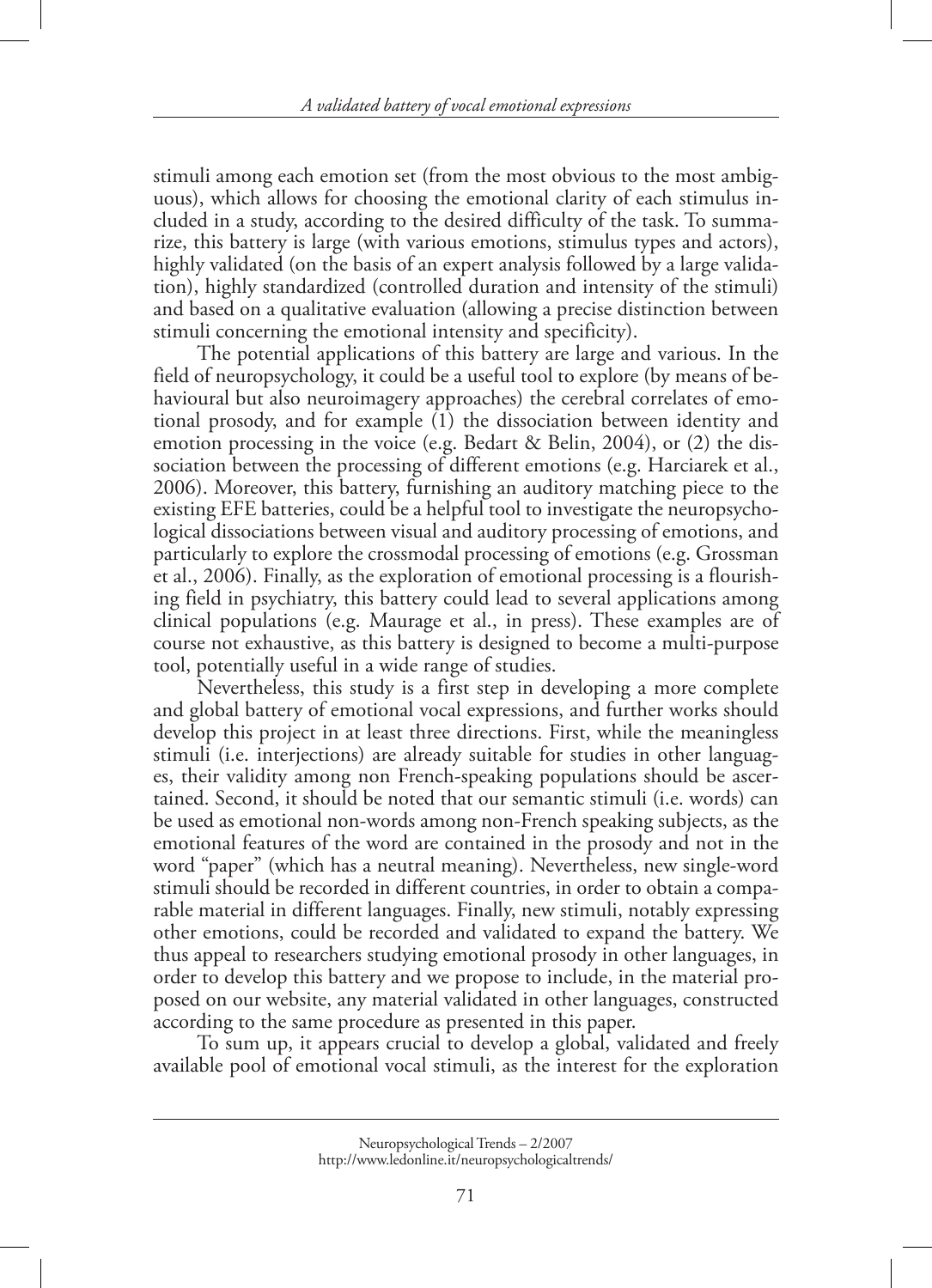stimuli among each emotion set (from the most obvious to the most ambiguous), which allows for choosing the emotional clarity of each stimulus included in a study, according to the desired difficulty of the task. To summarize, this battery is large (with various emotions, stimulus types and actors), highly validated (on the basis of an expert analysis followed by a large validation), highly standardized (controlled duration and intensity of the stimuli) and based on a qualitative evaluation (allowing a precise distinction between stimuli concerning the emotional intensity and specificity).

The potential applications of this battery are large and various. In the field of neuropsychology, it could be a useful tool to explore (by means of behavioural but also neuroimagery approaches) the cerebral correlates of emotional prosody, and for example (1) the dissociation between identity and emotion processing in the voice (e.g. Bedart & Belin, 2004), or (2) the dissociation between the processing of different emotions (e.g. Harciarek et al., 2006). Moreover, this battery, furnishing an auditory matching piece to the existing EFE batteries, could be a helpful tool to investigate the neuropsychological dissociations between visual and auditory processing of emotions, and particularly to explore the crossmodal processing of emotions (e.g. Grossman et al., 2006). Finally, as the exploration of emotional processing is a flourishing field in psychiatry, this battery could lead to several applications among clinical populations (e.g. Maurage et al., in press). These examples are of course not exhaustive, as this battery is designed to become a multi-purpose tool, potentially useful in a wide range of studies.

Nevertheless, this study is a first step in developing a more complete and global battery of emotional vocal expressions, and further works should develop this project in at least three directions. First, while the meaningless stimuli (i.e. interjections) are already suitable for studies in other languages, their validity among non French-speaking populations should be ascertained. Second, it should be noted that our semantic stimuli (i.e. words) can be used as emotional non-words among non-French speaking subjects, as the emotional features of the word are contained in the prosody and not in the word "paper" (which has a neutral meaning). Nevertheless, new single-word stimuli should be recorded in different countries, in order to obtain a comparable material in different languages. Finally, new stimuli, notably expressing other emotions, could be recorded and validated to expand the battery. We thus appeal to researchers studying emotional prosody in other languages, in order to develop this battery and we propose to include, in the material proposed on our website, any material validated in other languages, constructed according to the same procedure as presented in this paper.

To sum up, it appears crucial to develop a global, validated and freely available pool of emotional vocal stimuli, as the interest for the exploration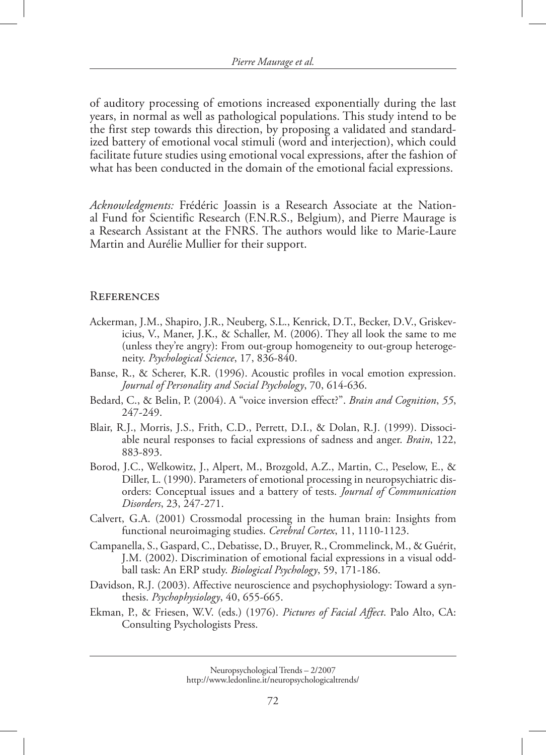of auditory processing of emotions increased exponentially during the last years, in normal as well as pathological populations. This study intend to be the first step towards this direction, by proposing a validated and standardized battery of emotional vocal stimuli (word and interjection), which could facilitate future studies using emotional vocal expressions, after the fashion of what has been conducted in the domain of the emotional facial expressions.

*Acknowledgments:* Frédéric Joassin is a Research Associate at the National Fund for Scientific Research (F.N.R.S., Belgium), and Pierre Maurage is a Research Assistant at the FNRS. The authors would like to Marie-Laure Martin and Aurélie Mullier for their support.

## References

- Ackerman, J.M., Shapiro, J.R., Neuberg, S.L., Kenrick, D.T., Becker, D.V., Griskevicius, V., Maner, J.K., & Schaller, M. (2006). They all look the same to me (unless they're angry): From out-group homogeneity to out-group heterogeneity. *Psychological Science*, 17, 836-840.
- Banse, R., & Scherer, K.R. (1996). Acoustic profiles in vocal emotion expression. *Journal of Personality and Social Psychology*, 70, 614-636.
- Bedard, C., & Belin, P. (2004). A "voice inversion effect?". *Brain and Cognition*, *55*, 247-249.
- Blair, R.J., Morris, J.S., Frith, C.D., Perrett, D.I., & Dolan, R.J. (1999). Dissociable neural responses to facial expressions of sadness and anger. *Brain*, 122, 883-893.
- Borod, J.C., Welkowitz, J., Alpert, M., Brozgold, A.Z., Martin, C., Peselow, E., & Diller, L. (1990). Parameters of emotional processing in neuropsychiatric disorders: Conceptual issues and a battery of tests. *Journal of Communication Disorders*, 23, 247-271.
- Calvert, G.A. (2001) Crossmodal processing in the human brain: Insights from functional neuroimaging studies. *Cerebral Cortex*, 11, 1110-1123.
- Campanella, S., Gaspard, C., Debatisse, D., Bruyer, R., Crommelinck, M., & Guérit, J.M. (2002). Discrimination of emotional facial expressions in a visual oddball task: An ERP study. *Biological Psychology*, 59, 171-186.
- Davidson, R.J. (2003). Affective neuroscience and psychophysiology: Toward a synthesis. *Psychophysiology*, 40, 655-665.
- Ekman, P., & Friesen, W.V. (eds.) (1976). *Pictures of Facial Affect*. Palo Alto, CA: Consulting Psychologists Press.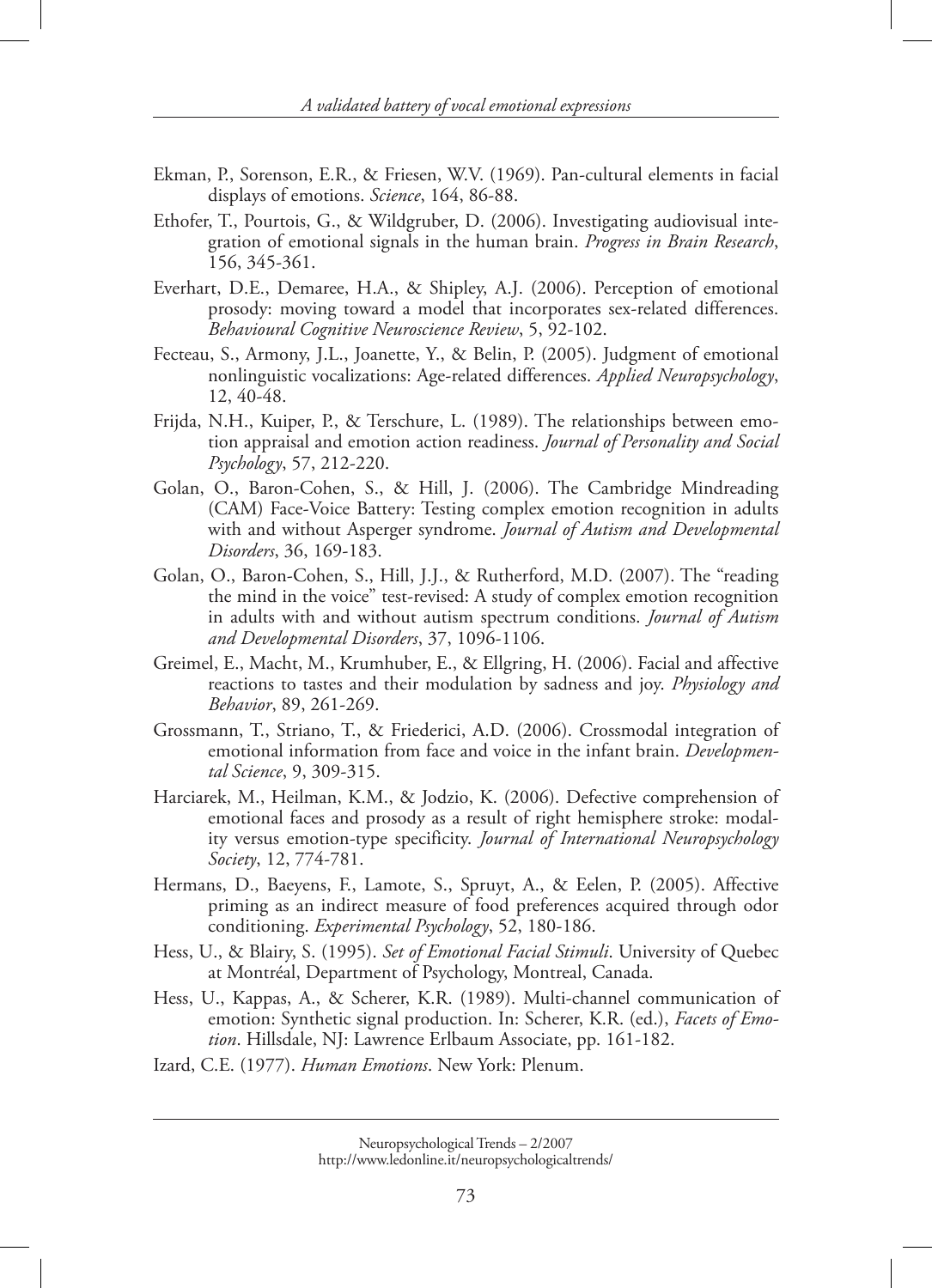Ekman, P., Sorenson, E.R., & Friesen, W.V. (1969). Pan-cultural elements in facial displays of emotions. *Science*, 164, 86-88.

Ethofer, T., Pourtois, G., & Wildgruber, D. (2006). Investigating audiovisual integration of emotional signals in the human brain. *Progress in Brain Research*, 156, 345-361.

Everhart, D.E., Demaree, H.A., & Shipley, A.J. (2006). Perception of emotional prosody: moving toward a model that incorporates sex-related differences. *Behavioural Cognitive Neuroscience Review*, 5, 92-102.

Fecteau, S., Armony, J.L., Joanette, Y., & Belin, P. (2005). Judgment of emotional nonlinguistic vocalizations: Age-related differences. *Applied Neuropsychology*, 12, 40-48.

Frijda, N.H., Kuiper, P., & Terschure, L. (1989). The relationships between emotion appraisal and emotion action readiness. *Journal of Personality and Social Psychology*, 57, 212-220.

Golan, O., Baron-Cohen, S., & Hill, J. (2006). The Cambridge Mindreading (CAM) Face-Voice Battery: Testing complex emotion recognition in adults with and without Asperger syndrome. *Journal of Autism and Developmental Disorders*, 36, 169-183.

Golan, O., Baron-Cohen, S., Hill, J.J., & Rutherford, M.D. (2007). The "reading the mind in the voice" test-revised: A study of complex emotion recognition in adults with and without autism spectrum conditions. *Journal of Autism and Developmental Disorders*, 37, 1096-1106.

Greimel, E., Macht, M., Krumhuber, E., & Ellgring, H. (2006). Facial and affective reactions to tastes and their modulation by sadness and joy. *Physiology and Behavior*, 89, 261-269.

Grossmann, T., Striano, T., & Friederici, A.D. (2006). Crossmodal integration of emotional information from face and voice in the infant brain. *Developmental Science*, 9, 309-315.

Harciarek, M., Heilman, K.M., & Jodzio, K. (2006). Defective comprehension of emotional faces and prosody as a result of right hemisphere stroke: modality versus emotion-type specificity. *Journal of International Neuropsychology Society*, 12, 774-781.

Hermans, D., Baeyens, F., Lamote, S., Spruyt, A., & Eelen, P. (2005). Affective priming as an indirect measure of food preferences acquired through odor conditioning. *Experimental Psychology*, 52, 180-186.

Hess, U., & Blairy, S. (1995). *Set of Emotional Facial Stimuli*. University of Quebec at Montréal, Department of Psychology, Montreal, Canada.

Hess, U., Kappas, A., & Scherer, K.R. (1989). Multi-channel communication of emotion: Synthetic signal production. In: Scherer, K.R. (ed.), *Facets of Emotion*. Hillsdale, NJ: Lawrence Erlbaum Associate, pp. 161-182.

Izard, C.E. (1977). *Human Emotions*. New York: Plenum.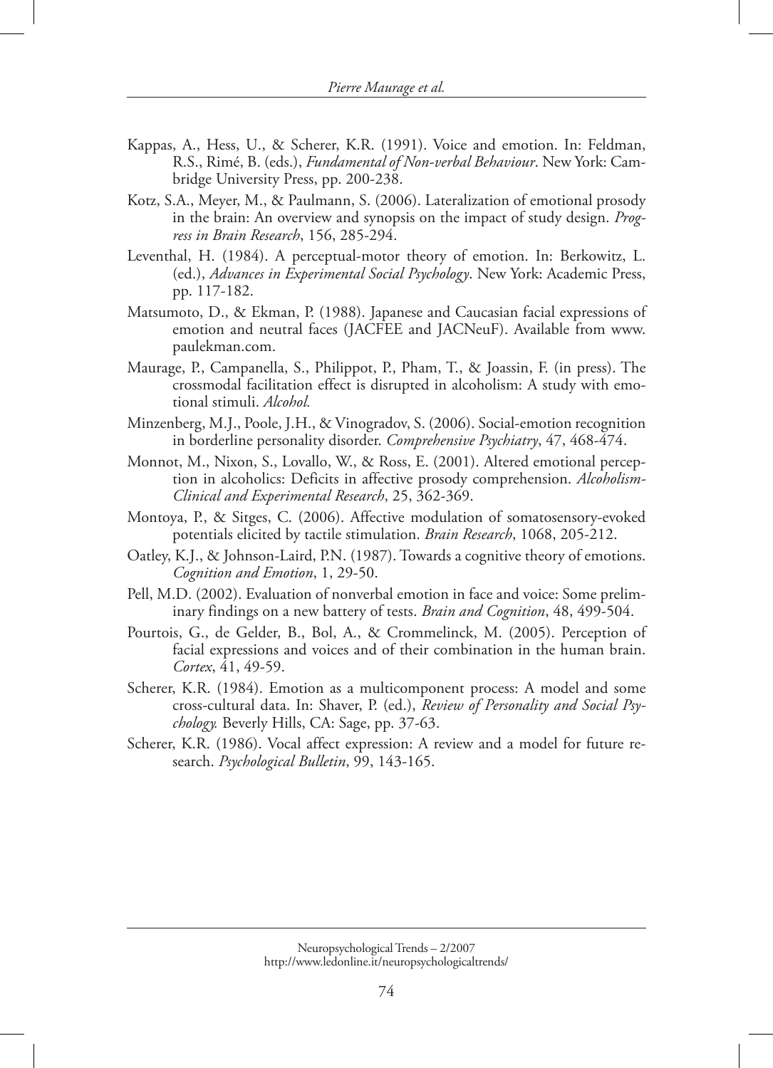Kappas, A., Hess, U., & Scherer, K.R. (1991). Voice and emotion. In: Feldman, R.S., Rimé, B. (eds.), *Fundamental of Non-verbal Behaviour*. New York: Cambridge University Press, pp. 200-238.

Kotz, S.A., Meyer, M., & Paulmann, S. (2006). Lateralization of emotional prosody in the brain: An overview and synopsis on the impact of study design. *Progress in Brain Research*, 156, 285-294.

Leventhal, H. (1984). A perceptual-motor theory of emotion. In: Berkowitz, L. (ed.), *Advances in Experimental Social Psychology*. New York: Academic Press, pp. 117-182.

Matsumoto, D., & Ekman, P. (1988). Japanese and Caucasian facial expressions of emotion and neutral faces (JACFEE and JACNeuF). Available from www.paulekman.com.

Maurage, P., Campanella, S., Philippot, P., Pham, T., & Joassin, F. (in press). The crossmodal facilitation effect is disrupted in alcoholism: A study with emotional stimuli. *Alcohol.*

Minzenberg, M.J., Poole, J.H., & Vinogradov, S. (2006). Social-emotion recognition in borderline personality disorder. *Comprehensive Psychiatry*, 47, 468-474.

Monnot, M., Nixon, S., Lovallo, W., & Ross, E. (2001). Altered emotional perception in alcoholics: Deficits in affective prosody comprehension. *Alcoholism-Clinical and Experimental Research*, 25, 362-369.

Montoya, P., & Sitges, C. (2006). Affective modulation of somatosensory-evoked potentials elicited by tactile stimulation. *Brain Research*, 1068, 205-212.

Oatley, K.J., & Johnson-Laird, P.N. (1987). Towards a cognitive theory of emotions. *Cognition and Emotion*, 1, 29-50.

Pell, M.D. (2002). Evaluation of nonverbal emotion in face and voice: Some preliminary findings on a new battery of tests. *Brain and Cognition*, 48, 499-504.

Pourtois, G., de Gelder, B., Bol, A., & Crommelinck, M. (2005). Perception of facial expressions and voices and of their combination in the human brain. *Cortex*, 41, 49-59.

Scherer, K.R. (1984). Emotion as a multicomponent process: A model and some cross-cultural data. In: Shaver, P. (ed.), *Review of Personality and Social Psychology.* Beverly Hills, CA: Sage, pp. 37-63.

Scherer, K.R. (1986). Vocal affect expression: A review and a model for future research. *Psychological Bulletin*, 99, 143-165.